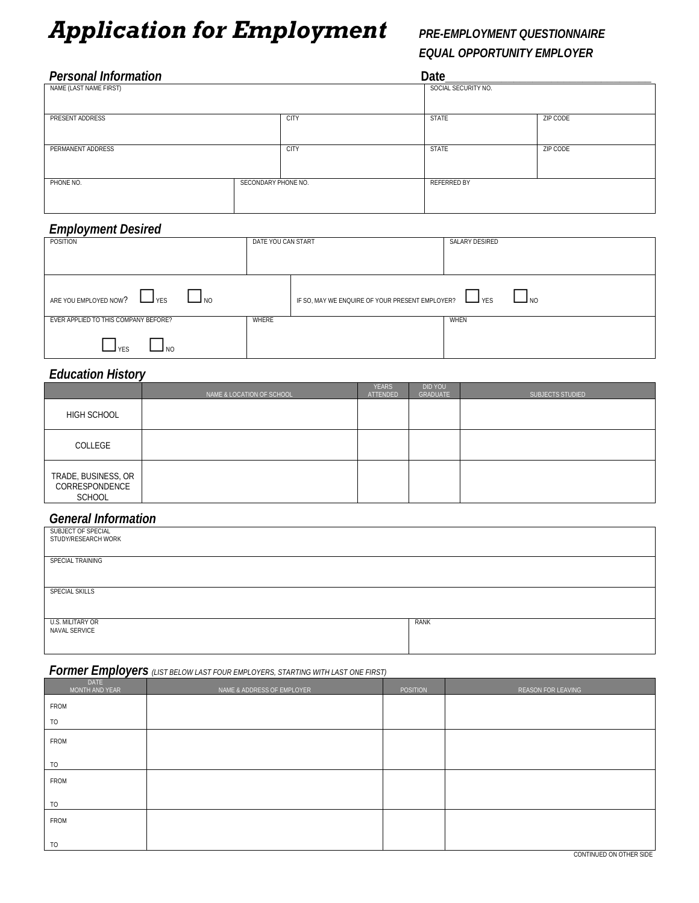# Application for Employment

***PRE-EMPLOYMENT QUESTIONNAIRE***

***EQUAL OPPORTUNITY EMPLOYER***

## *Personal Information*

**Date**___________________________________

| NAME (LAST NAME FIRST) | | | SOCIAL SECURITY NO. | |
|---|---|---|---|---|
| PRESENT ADDRESS | | CITY | STATE | ZIP CODE |
| PERMANENT ADDRESS | | CITY | STATE | ZIP CODE |
| PHONE NO. | SECONDARY PHONE NO. | | REFERRED BY | |

## *Employment Desired*

| POSITION | DATE YOU CAN START | SALARY DESIRED |
|---|---|---|
| ARE YOU EMPLOYED NOW? ☐ YES ☐ NO | IF SO, MAY WE ENQUIRE OF YOUR PRESENT EMPLOYER? ☐ YES ☐ NO | |
| EVER APPLIED TO THIS COMPANY BEFORE? ☐ YES ☐ NO | WHERE | WHEN |

## *Education History*

| | NAME & LOCATION OF SCHOOL | YEARS ATTENDED | DID YOU GRADUATE | SUBJECTS STUDIED |
|---|---|---|---|---|
| HIGH SCHOOL | | | | |
| COLLEGE | | | | |
| TRADE, BUSINESS, OR CORRESPONDENCE SCHOOL | | | | |

## *General Information*

| SUBJECT OF SPECIAL STUDY/RESEARCH WORK | |
|---|---|
| SPECIAL TRAINING | |
| SPECIAL SKILLS | |
| U.S. MILITARY OR NAVAL SERVICE | RANK |

## *Former Employers* *(LIST BELOW LAST FOUR EMPLOYERS, STARTING WITH LAST ONE FIRST)*

| DATE MONTH AND YEAR | NAME & ADDRESS OF EMPLOYER | POSITION | REASON FOR LEAVING |
|---|---|---|---|
| FROM<br>TO | | | |
| FROM<br>TO | | | |
| FROM<br>TO | | | |
| FROM<br>TO | | | |

CONTINUED ON OTHER SIDE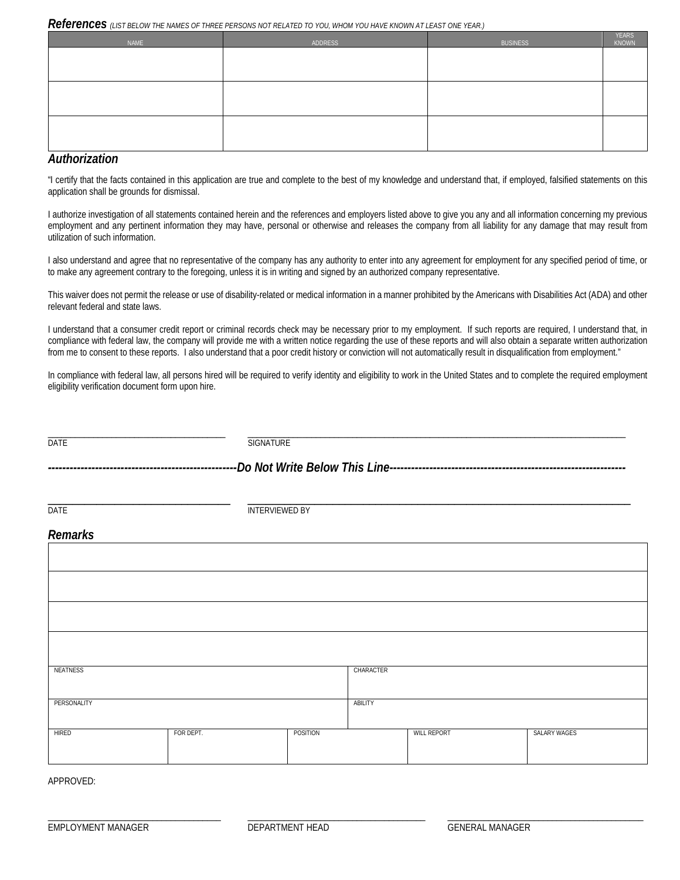## *References* *(LIST BELOW THE NAMES OF THREE PERSONS NOT RELATED TO YOU, WHOM YOU HAVE KNOWN AT LEAST ONE YEAR.)*

| NAME | ADDRESS | BUSINESS | YEARS KNOWN |
|---|---|---|---|
| | | | |
| | | | |
| | | | |

## *Authorization*

"I certify that the facts contained in this application are true and complete to the best of my knowledge and understand that, if employed, falsified statements on this application shall be grounds for dismissal.

I authorize investigation of all statements contained herein and the references and employers listed above to give you any and all information concerning my previous employment and any pertinent information they may have, personal or otherwise and releases the company from all liability for any damage that may result from utilization of such information.

I also understand and agree that no representative of the company has any authority to enter into any agreement for employment for any specified period of time, or to make any agreement contrary to the foregoing, unless it is in writing and signed by an authorized company representative.

This waiver does not permit the release or use of disability-related or medical information in a manner prohibited by the Americans with Disabilities Act (ADA) and other relevant federal and state laws.

I understand that a consumer credit report or criminal records check may be necessary prior to my employment. If such reports are required, I understand that, in compliance with federal law, the company will provide me with a written notice regarding the use of these reports and will also obtain a separate written authorization from me to consent to these reports. I also understand that a poor credit history or conviction will not automatically result in disqualification from employment."

In compliance with federal law, all persons hired will be required to verify identity and eligibility to work in the United States and to complete the required employment eligibility verification document form upon hire.

_______________________________ DATE

_______________________________ SIGNATURE

**-----------------------------------------------------*Do Not Write Below This Line*-----------------------------------------------------------------**

_______________________________ DATE

_______________________________ INTERVIEWED BY

## *Remarks*

| | | | | |
|---|---|---|---|---|
| | | | | |
| | | | | |
| | | | | |
| | | | | |
| NEATNESS | | | CHARACTER | |
| PERSONALITY | | | ABILITY | |
| HIRED | FOR DEPT. | POSITION | WILL REPORT | SALARY WAGES |

APPROVED:

_______________________________ EMPLOYMENT MANAGER

_______________________________ DEPARTMENT HEAD

_______________________________ GENERAL MANAGER